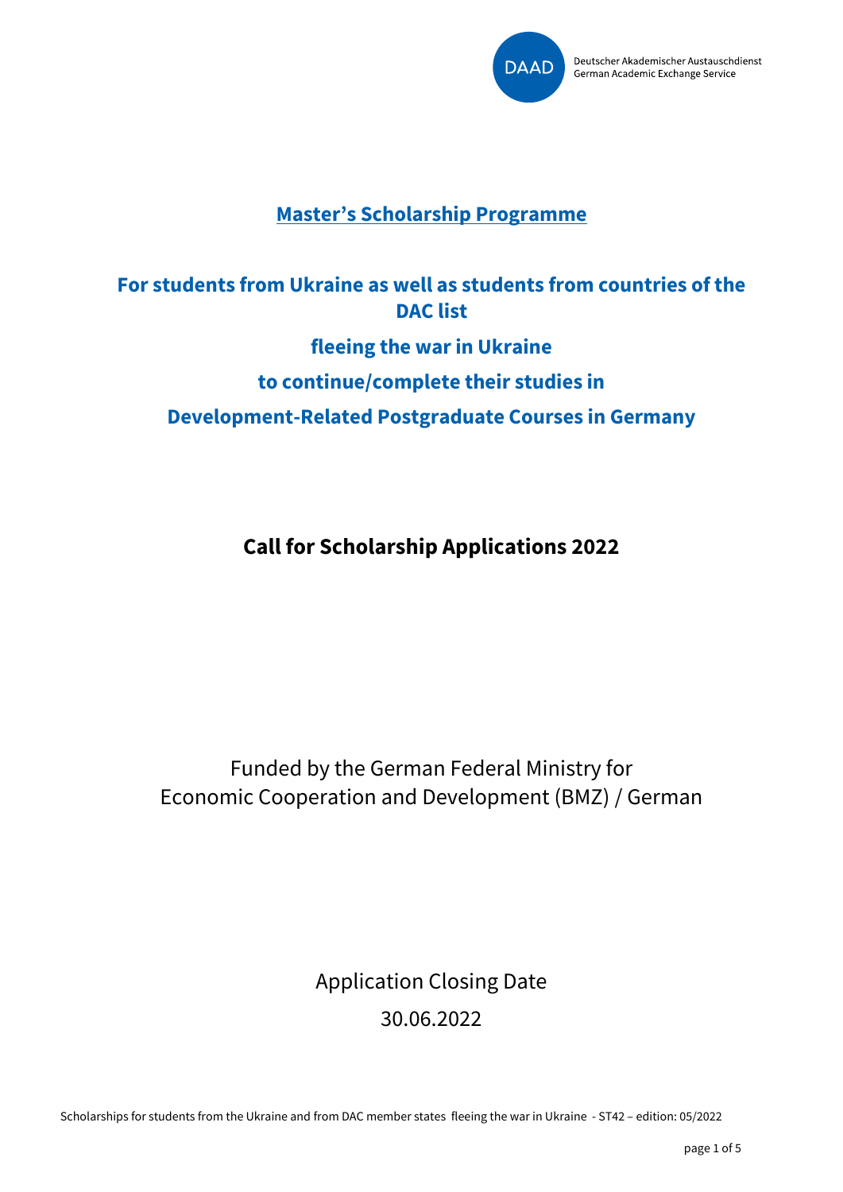# Master's Scholarship Programme

## For students from Ukraine as well as students from countries of the DAC list fleeing the war in Ukraine to continue/complete their studies in Development-Related Postgraduate Courses in Germany

## Call for Scholarship Applications 2022

Funded by the German Federal Ministry for Economic Cooperation and Development (BMZ) / German

Application Closing Date

30.06.2022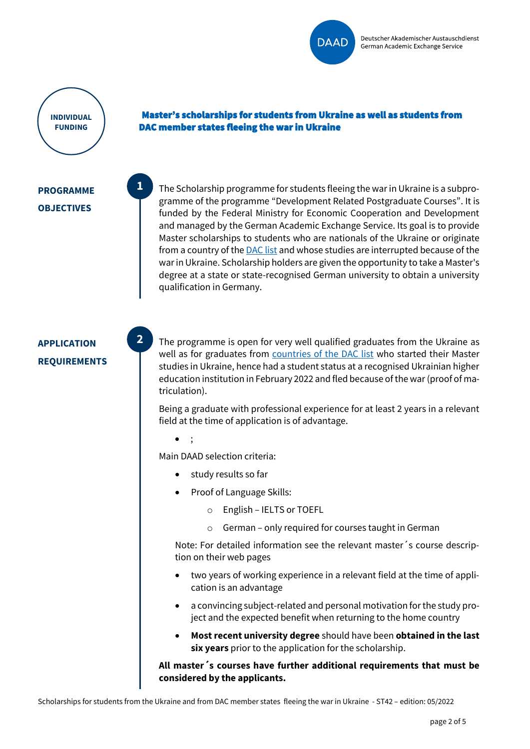INDIVIDUAL FUNDING

## Master's scholarships for students from Ukraine as well as students from DAC member states fleeing the war in Ukraine

### PROGRAMME OBJECTIVES

**1**

The Scholarship programme for students fleeing the war in Ukraine is a subprogramme of the programme "Development Related Postgraduate Courses". It is funded by the Federal Ministry for Economic Cooperation and Development and managed by the German Academic Exchange Service. Its goal is to provide Master scholarships to students who are nationals of the Ukraine or originate from a country of the DAC list and whose studies are interrupted because of the war in Ukraine. Scholarship holders are given the opportunity to take a Master's degree at a state or state-recognised German university to obtain a university qualification in Germany.

### APPLICATION REQUIREMENTS

**2**

The programme is open for very well qualified graduates from the Ukraine as well as for graduates from countries of the DAC list who started their Master studies in Ukraine, hence had a student status at a recognised Ukrainian higher education institution in February 2022 and fled because of the war (proof of matriculation).

Being a graduate with professional experience for at least 2 years in a relevant field at the time of application is of advantage.

- ;

Main DAAD selection criteria:

- study results so far
- Proof of Language Skills:
  - English – IELTS or TOEFL
  - German – only required for courses taught in German

  Note: For detailed information see the relevant master´s course description on their web pages
- two years of working experience in a relevant field at the time of application is an advantage
- a convincing subject-related and personal motivation for the study project and the expected benefit when returning to the home country
- **Most recent university degree** should have been **obtained in the last six years** prior to the application for the scholarship.

**All master´s courses have further additional requirements that must be considered by the applicants.**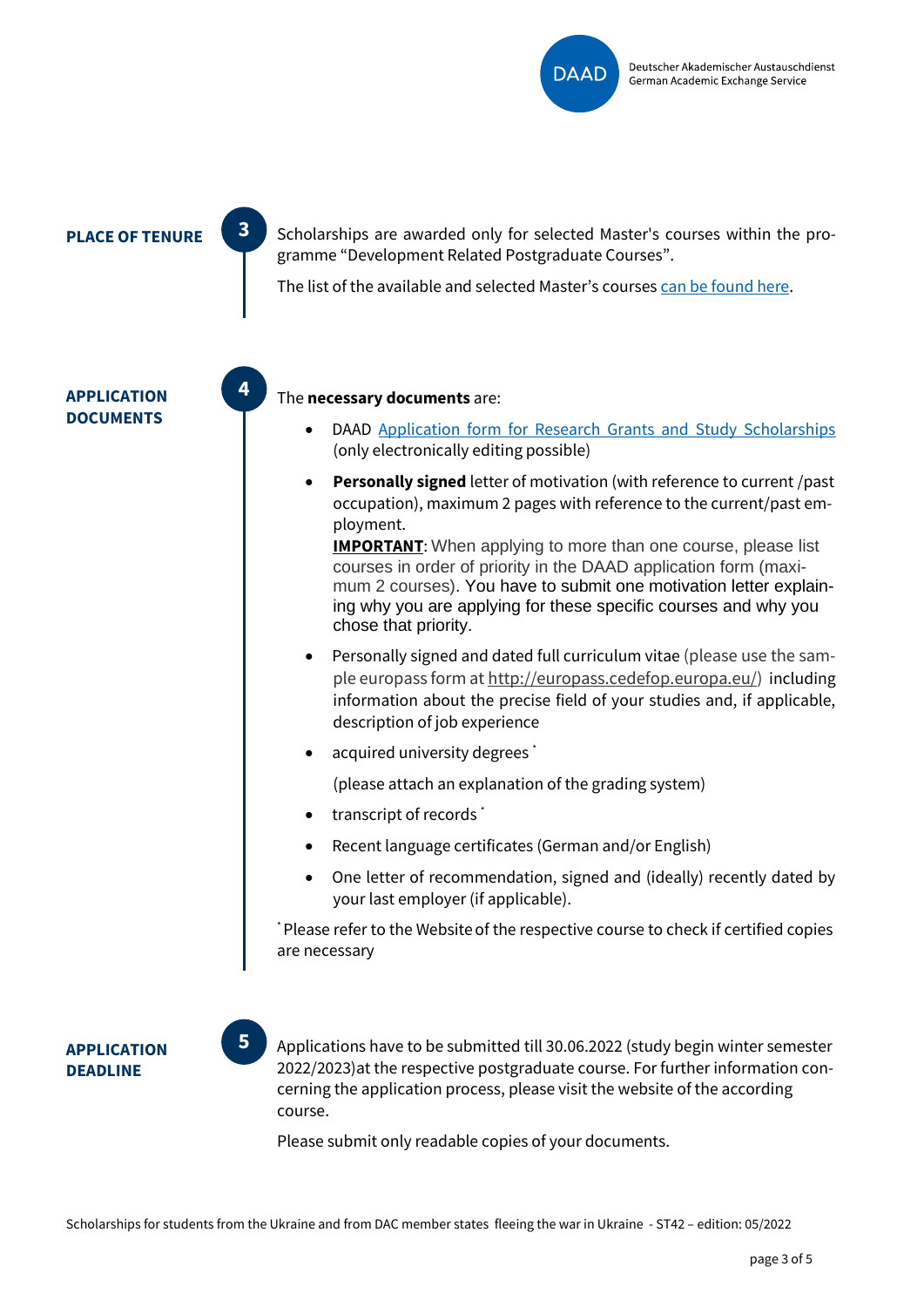## PLACE OF TENURE

**3**

Scholarships are awarded only for selected Master's courses within the programme "Development Related Postgraduate Courses".

The list of the available and selected Master's courses can be found here.

## APPLICATION DOCUMENTS

**4**

The **necessary documents** are:

- DAAD Application form for Research Grants and Study Scholarships (only electronically editing possible)
- **Personally signed** letter of motivation (with reference to current /past occupation), maximum 2 pages with reference to the current/past employment.
  **IMPORTANT**: When applying to more than one course, please list courses in order of priority in the DAAD application form (maximum 2 courses). You have to submit one motivation letter explaining why you are applying for these specific courses and why you chose that priority.
- Personally signed and dated full curriculum vitae (please use the sample europass form at http://europass.cedefop.europa.eu/) including information about the precise field of your studies and, if applicable, description of job experience
- acquired university degrees *

  (please attach an explanation of the grading system)
- transcript of records *
- Recent language certificates (German and/or English)
- One letter of recommendation, signed and (ideally) recently dated by your last employer (if applicable).

* Please refer to the Website of the respective course to check if certified copies are necessary

## APPLICATION DEADLINE

**5**

Applications have to be submitted till 30.06.2022 (study begin winter semester 2022/2023)at the respective postgraduate course. For further information concerning the application process, please visit the website of the according course.

Please submit only readable copies of your documents.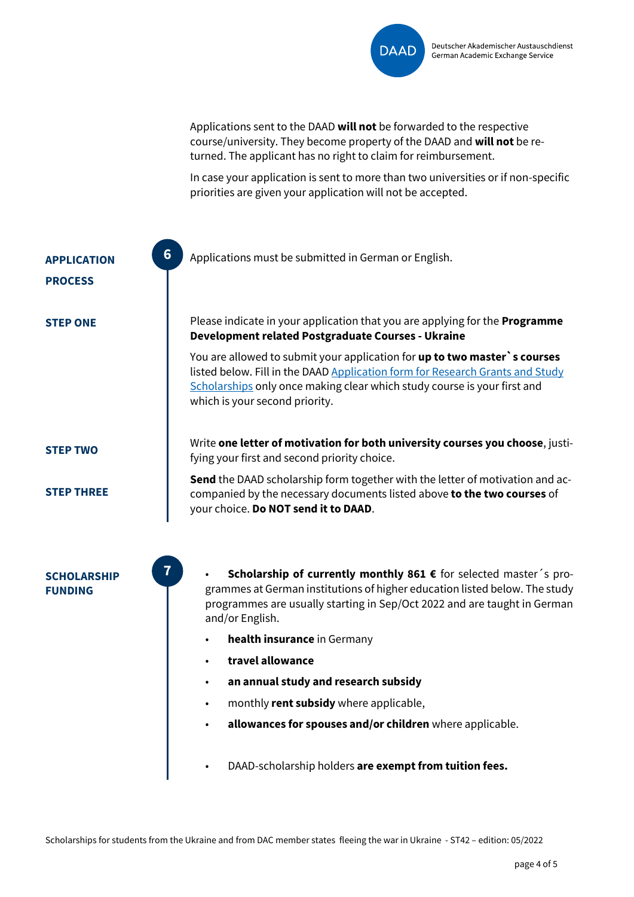Applications sent to the DAAD **will not** be forwarded to the respective course/university. They become property of the DAAD and **will not** be returned. The applicant has no right to claim for reimbursement.

In case your application is sent to more than two universities or if non-specific priorities are given your application will not be accepted.

## 6 APPLICATION PROCESS

Applications must be submitted in German or English.

### STEP ONE

Please indicate in your application that you are applying for the **Programme Development related Postgraduate Courses - Ukraine**

You are allowed to submit your application for **up to two master` s courses** listed below. Fill in the DAAD [Application form for Research Grants and Study Scholarships]() only once making clear which study course is your first and which is your second priority.

### STEP TWO

Write **one letter of motivation for both university courses you choose**, justifying your first and second priority choice.

### STEP THREE

**Send** the DAAD scholarship form together with the letter of motivation and accompanied by the necessary documents listed above **to the two courses** of your choice. **Do NOT send it to DAAD**.

## 7 SCHOLARSHIP FUNDING

- **Scholarship of currently monthly 861 €** for selected master´s programmes at German institutions of higher education listed below. The study programmes are usually starting in Sep/Oct 2022 and are taught in German and/or English.
- **health insurance** in Germany
- **travel allowance**
- **an annual study and research subsidy**
- monthly **rent subsidy** where applicable,
- **allowances for spouses and/or children** where applicable.

- DAAD-scholarship holders **are exempt from tuition fees.**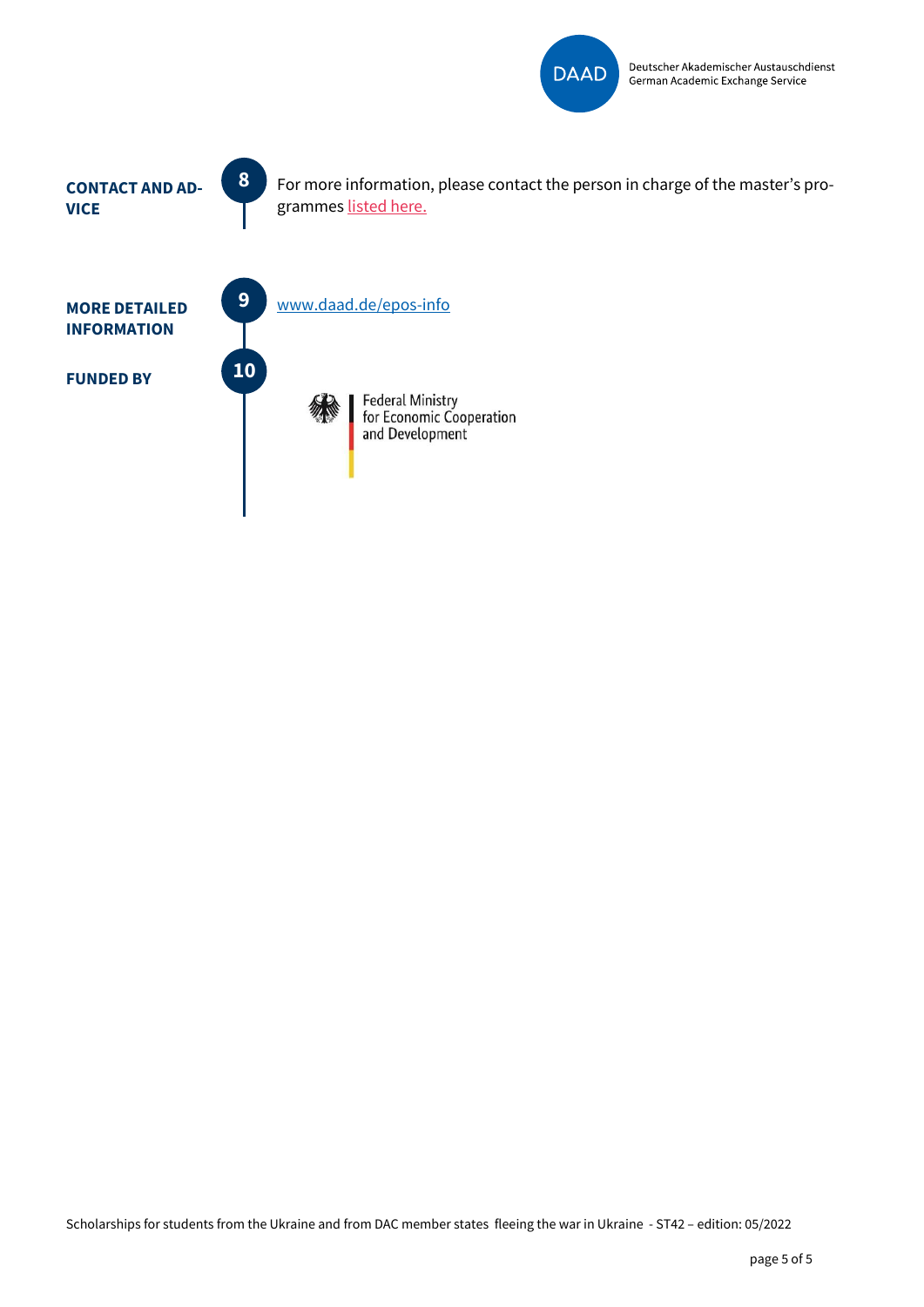## CONTACT AND ADVICE

**8**

For more information, please contact the person in charge of the master's programmes listed here.

## MORE DETAILED INFORMATION

**9**

www.daad.de/epos-info

## FUNDED BY

**10**

Federal Ministry for Economic Cooperation and Development